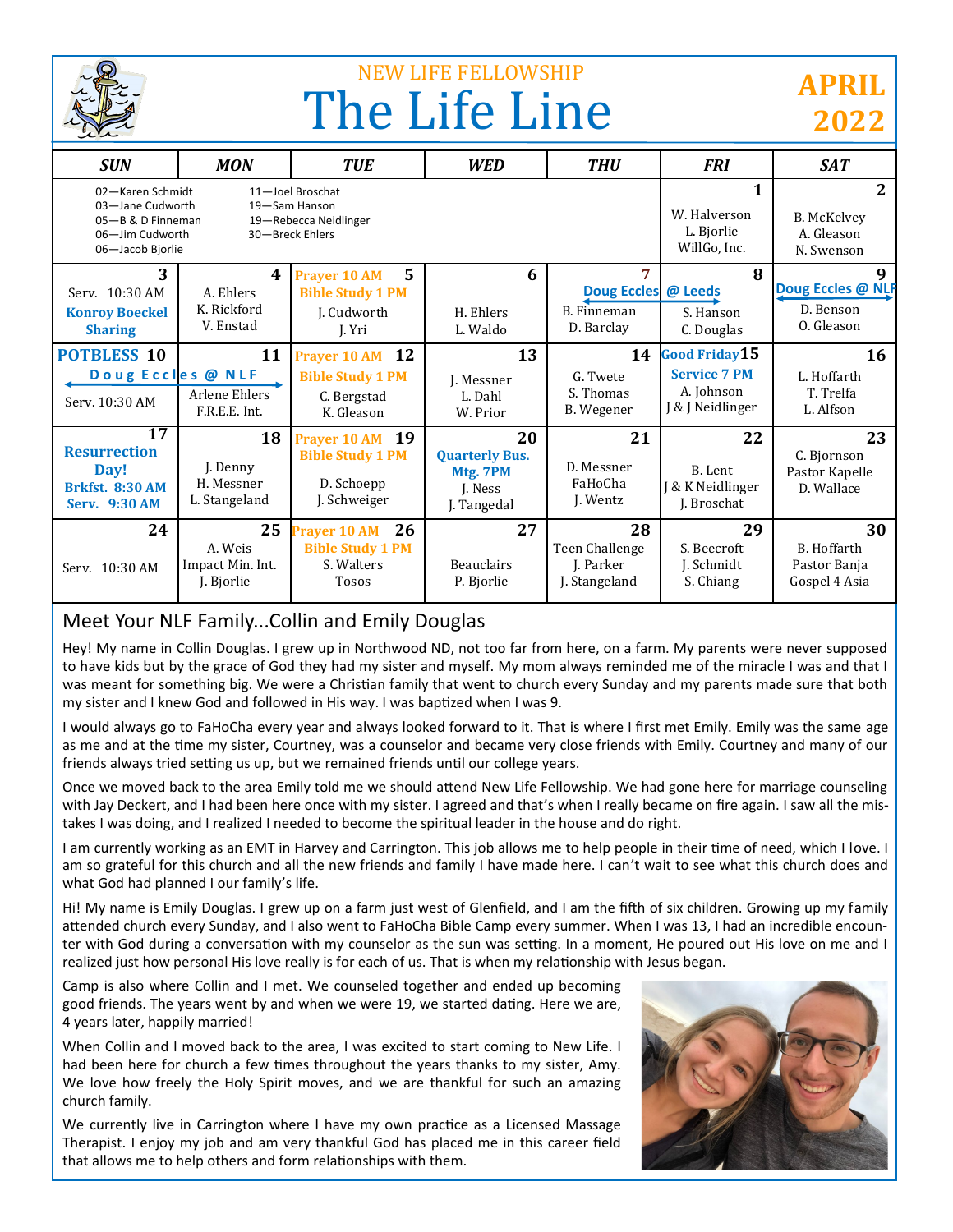NEW LIFE FELLOWSHIP

# The Life Line

**APRIL 2022**

| SUN | MON | TUE | WED | THU | FRI | SAT |
|---|---|---|---|---|---|---|
| 02—Karen Schmidt<br>03—Jane Cudworth<br>05—B & D Finneman<br>06—Jim Cudworth<br>06—Jacob Bjorlie | 11—Joel Broschat<br>19—Sam Hanson<br>19—Rebecca Neidlinger<br>30—Breck Ehlers | | | | **1**<br>W. Halverson<br>L. Bjorlie<br>WillGo, Inc. | **2**<br>B. McKelvey<br>A. Gleason<br>N. Swenson |
| **3**<br>Serv. 10:30 AM<br>**Konroy Boeckel Sharing** | **4**<br>A. Ehlers<br>K. Rickford<br>V. Enstad | **5**<br>**Prayer 10 AM**<br>**Bible Study 1 PM**<br>J. Cudworth<br>J. Yri | **6**<br>H. Ehlers<br>L. Waldo | **7**<br>**Doug Eccles @ Leeds**<br>B. Finneman<br>D. Barclay | **8**<br>S. Hanson<br>C. Douglas | **9**<br>**Doug Eccles @ NLF**<br>D. Benson<br>O. Gleason |
| **POTBLESS 10**<br>**Doug Eccles @ NLF**<br>Serv. 10:30 AM | **11**<br>Arlene Ehlers<br>F.R.E.E. Int. | **12**<br>**Prayer 10 AM**<br>**Bible Study 1 PM**<br>C. Bergstad<br>K. Gleason | **13**<br>J. Messner<br>L. Dahl<br>W. Prior | **14**<br>G. Twete<br>S. Thomas<br>B. Wegener | **Good Friday 15**<br>**Service 7 PM**<br>A. Johnson<br>J & J Neidlinger | **16**<br>L. Hoffarth<br>T. Trelfa<br>L. Alfson |
| **17**<br>**Resurrection Day!**<br>**Brkfst. 8:30 AM**<br>**Serv. 9:30 AM** | **18**<br>J. Denny<br>H. Messner<br>L. Stangeland | **19**<br>**Prayer 10 AM**<br>**Bible Study 1 PM**<br>D. Schoepp<br>J. Schweiger | **20**<br>**Quarterly Bus. Mtg. 7PM**<br>J. Ness<br>J. Tangedal | **21**<br>D. Messner<br>FaHoCha<br>J. Wentz | **22**<br>B. Lent<br>J & K Neidlinger<br>J. Broschat | **23**<br>C. Bjornson<br>Pastor Kapelle<br>D. Wallace |
| **24**<br>Serv. 10:30 AM | **25**<br>A. Weis<br>Impact Min. Int.<br>J. Bjorlie | **26**<br>**Prayer 10 AM**<br>**Bible Study 1 PM**<br>S. Walters<br>Tosos | **27**<br>Beauclairs<br>P. Bjorlie | **28**<br>Teen Challenge<br>J. Parker<br>J. Stangeland | **29**<br>S. Beecroft<br>J. Schmidt<br>S. Chiang | **30**<br>B. Hoffarth<br>Pastor Banja<br>Gospel 4 Asia |

## Meet Your NLF Family...Collin and Emily Douglas

Hey! My name in Collin Douglas. I grew up in Northwood ND, not too far from here, on a farm. My parents were never supposed to have kids but by the grace of God they had my sister and myself. My mom always reminded me of the miracle I was and that I was meant for something big. We were a Christian family that went to church every Sunday and my parents made sure that both my sister and I knew God and followed in His way. I was baptized when I was 9.

I would always go to FaHoCha every year and always looked forward to it. That is where I first met Emily. Emily was the same age as me and at the time my sister, Courtney, was a counselor and became very close friends with Emily. Courtney and many of our friends always tried setting us up, but we remained friends until our college years.

Once we moved back to the area Emily told me we should attend New Life Fellowship. We had gone here for marriage counseling with Jay Deckert, and I had been here once with my sister. I agreed and that's when I really became on fire again. I saw all the mistakes I was doing, and I realized I needed to become the spiritual leader in the house and do right.

I am currently working as an EMT in Harvey and Carrington. This job allows me to help people in their time of need, which I love. I am so grateful for this church and all the new friends and family I have made here. I can't wait to see what this church does and what God had planned I our family's life.

Hi! My name is Emily Douglas. I grew up on a farm just west of Glenfield, and I am the fifth of six children. Growing up my family attended church every Sunday, and I also went to FaHoCha Bible Camp every summer. When I was 13, I had an incredible encounter with God during a conversation with my counselor as the sun was setting. In a moment, He poured out His love on me and I realized just how personal His love really is for each of us. That is when my relationship with Jesus began.

Camp is also where Collin and I met. We counseled together and ended up becoming good friends. The years went by and when we were 19, we started dating. Here we are, 4 years later, happily married!

When Collin and I moved back to the area, I was excited to start coming to New Life. I had been here for church a few times throughout the years thanks to my sister, Amy. We love how freely the Holy Spirit moves, and we are thankful for such an amazing church family.

We currently live in Carrington where I have my own practice as a Licensed Massage Therapist. I enjoy my job and am very thankful God has placed me in this career field that allows me to help others and form relationships with them.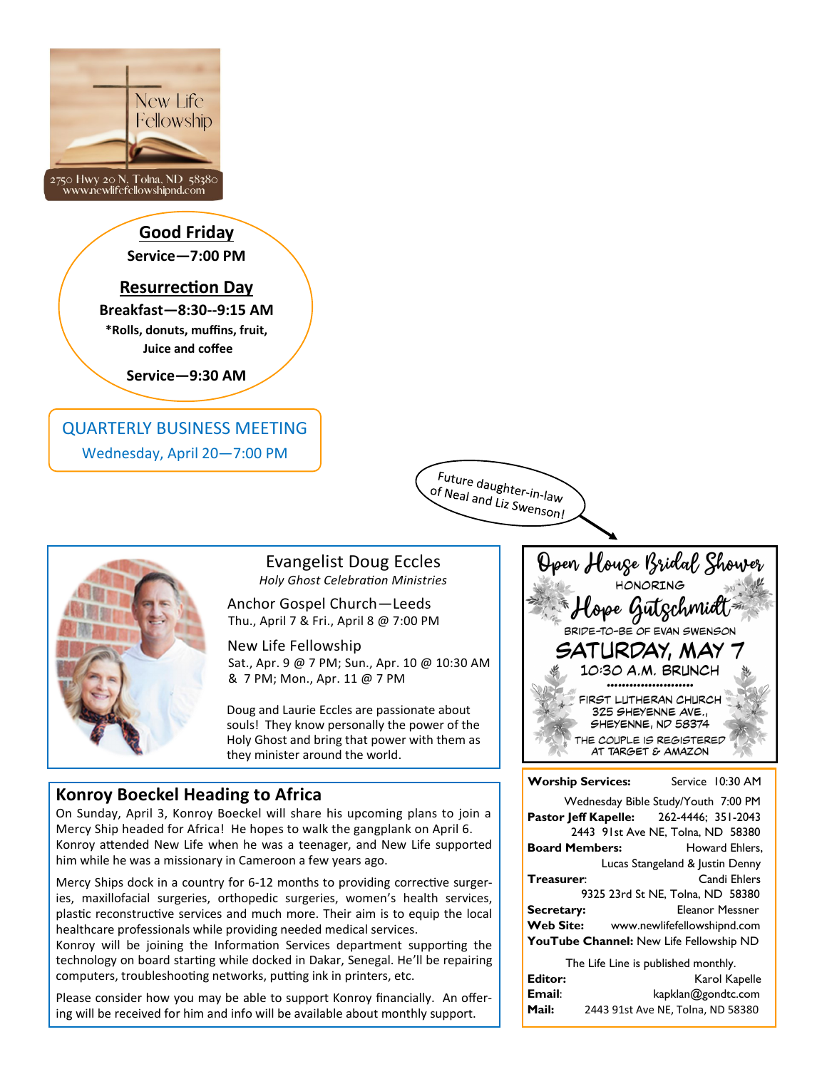New Life Fellowship

2750 Hwy 20 N, Tolna, ND 58380
www.newlifefellowshipnd.com

**Good Friday**

**Service—7:00 PM**

**Resurrection Day**

**Breakfast—8:30--9:15 AM**

***Rolls, donuts, muffins, fruit, Juice and coffee**

**Service—9:30 AM**

QUARTERLY BUSINESS MEETING

Wednesday, April 20—7:00 PM

Future daughter-in-law of Neal and Liz Swenson!

## Evangelist Doug Eccles

*Holy Ghost Celebration Ministries*

Anchor Gospel Church—Leeds
Thu., April 7 & Fri., April 8 @ 7:00 PM

New Life Fellowship
Sat., Apr. 9 @ 7 PM; Sun., Apr. 10 @ 10:30 AM & 7 PM; Mon., Apr. 11 @ 7 PM

Doug and Laurie Eccles are passionate about souls! They know personally the power of the Holy Ghost and bring that power with them as they minister around the world.

## Open House Bridal Shower

HONORING

**Hope Gatschmidt**

BRIDE-TO-BE OF EVAN SWENSON

**SATURDAY, MAY 7**

10:30 A.M. BRUNCH

FIRST LUTHERAN CHURCH
325 SHEYENNE AVE.,
SHEYENNE, ND 58374

THE COUPLE IS REGISTERED AT TARGET & AMAZON

## Konroy Boeckel Heading to Africa

On Sunday, April 3, Konroy Boeckel will share his upcoming plans to join a Mercy Ship headed for Africa! He hopes to walk the gangplank on April 6. Konroy attended New Life when he was a teenager, and New Life supported him while he was a missionary in Cameroon a few years ago.

Mercy Ships dock in a country for 6-12 months to providing corrective surgeries, maxillofacial surgeries, orthopedic surgeries, women's health services, plastic reconstructive services and much more. Their aim is to equip the local healthcare professionals while providing needed medical services.

Konroy will be joining the Information Services department supporting the technology on board starting while docked in Dakar, Senegal. He'll be repairing computers, troubleshooting networks, putting ink in printers, etc.

Please consider how you may be able to support Konroy financially. An offering will be received for him and info will be available about monthly support.

**Worship Services:** Service 10:30 AM
Wednesday Bible Study/Youth 7:00 PM

**Pastor Jeff Kapelle:** 262-4446; 351-2043
2443 91st Ave NE, Tolna, ND 58380

**Board Members:** Howard Ehlers, Lucas Stangeland & Justin Denny

**Treasurer**: Candi Ehlers
9325 23rd St NE, Tolna, ND 58380

**Secretary:** Eleanor Messner

**Web Site:** www.newlifefellowshipnd.com

**YouTube Channel:** New Life Fellowship ND

The Life Line is published monthly.

**Editor:** Karol Kapelle

**Email**: kapklan@gondtc.com

**Mail:** 2443 91st Ave NE, Tolna, ND 58380